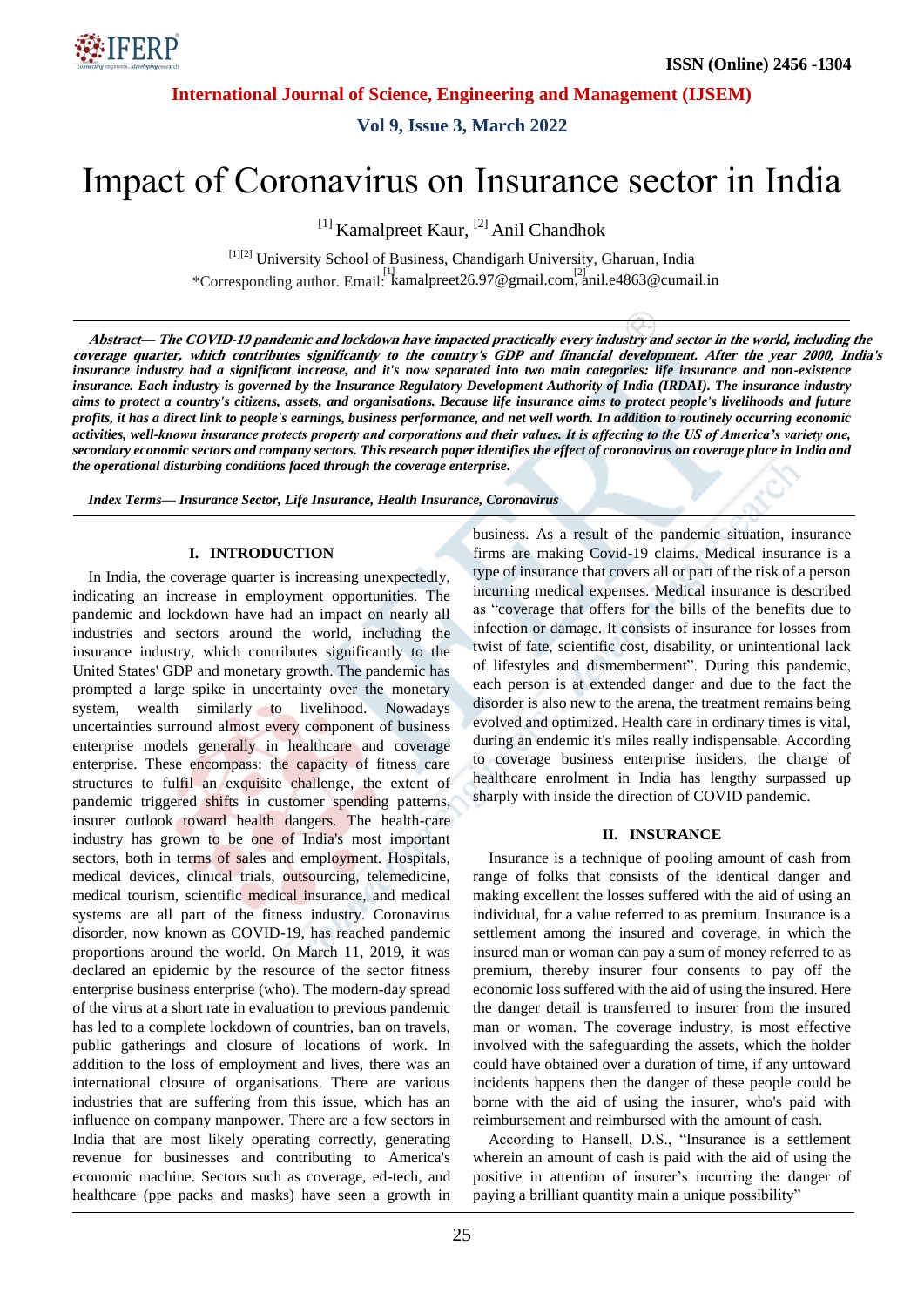# Impact of Coronavirus on Insurance sector in India

[1] Kamalpreet Kaur, [2] Anil Chandhok

[1][2] University School of Business, Chandigarh University, Gharuan, India
*Corresponding author. Email: [1] kamalpreet26.97@gmail.com, [2] anil.e4863@cumail.in

***Abstract— The COVID-19 pandemic and lockdown have impacted practically every industry and sector in the world, including the coverage quarter, which contributes significantly to the country's GDP and financial development. After the year 2000, India's insurance industry had a significant increase, and it's now separated into two main categories: life insurance and non-existence insurance. Each industry is governed by the Insurance Regulatory Development Authority of India (IRDAI). The insurance industry aims to protect a country's citizens, assets, and organisations. Because life insurance aims to protect people's livelihoods and future profits, it has a direct link to people's earnings, business performance, and net well worth. In addition to routinely occurring economic activities, well-known insurance protects property and corporations and their values. It is affecting to the US of America's variety one, secondary economic sectors and company sectors. This research paper identifies the effect of coronavirus on coverage place in India and the operational disturbing conditions faced through the coverage enterprise.***

***Index Terms— Insurance Sector, Life Insurance, Health Insurance, Coronavirus***

## I. INTRODUCTION

In India, the coverage quarter is increasing unexpectedly, indicating an increase in employment opportunities. The pandemic and lockdown have had an impact on nearly all industries and sectors around the world, including the insurance industry, which contributes significantly to the United States' GDP and monetary growth. The pandemic has prompted a large spike in uncertainty over the monetary system, wealth similarly to livelihood. Nowadays uncertainties surround almost every component of business enterprise models generally in healthcare and coverage enterprise. These encompass: the capacity of fitness care structures to fulfil an exquisite challenge, the extent of pandemic triggered shifts in customer spending patterns, insurer outlook toward health dangers. The health-care industry has grown to be one of India's most important sectors, both in terms of sales and employment. Hospitals, medical devices, clinical trials, outsourcing, telemedicine, medical tourism, scientific medical insurance, and medical systems are all part of the fitness industry. Coronavirus disorder, now known as COVID-19, has reached pandemic proportions around the world. On March 11, 2019, it was declared an epidemic by the resource of the sector fitness enterprise business enterprise (who). The modern-day spread of the virus at a short rate in evaluation to previous pandemic has led to a complete lockdown of countries, ban on travels, public gatherings and closure of locations of work. In addition to the loss of employment and lives, there was an international closure of organisations. There are various industries that are suffering from this issue, which has an influence on company manpower. There are a few sectors in India that are most likely operating correctly, generating revenue for businesses and contributing to America's economic machine. Sectors such as coverage, ed-tech, and healthcare (ppe packs and masks) have seen a growth in business. As a result of the pandemic situation, insurance firms are making Covid-19 claims. Medical insurance is a type of insurance that covers all or part of the risk of a person incurring medical expenses. Medical insurance is described as "coverage that offers for the bills of the benefits due to infection or damage. It consists of insurance for losses from twist of fate, scientific cost, disability, or unintentional lack of lifestyles and dismemberment". During this pandemic, each person is at extended danger and due to the fact the disorder is also new to the arena, the treatment remains being evolved and optimized. Health care in ordinary times is vital, during an endemic it's miles really indispensable. According to coverage business enterprise insiders, the charge of healthcare enrolment in India has lengthy surpassed up sharply with inside the direction of COVID pandemic.

## II. INSURANCE

Insurance is a technique of pooling amount of cash from range of folks that consists of the identical danger and making excellent the losses suffered with the aid of using an individual, for a value referred to as premium. Insurance is a settlement among the insured and coverage, in which the insured man or woman can pay a sum of money referred to as premium, thereby insurer four consents to pay off the economic loss suffered with the aid of using the insured. Here the danger detail is transferred to insurer from the insured man or woman. The coverage industry, is most effective involved with the safeguarding the assets, which the holder could have obtained over a duration of time, if any untoward incidents happens then the danger of these people could be borne with the aid of using the insurer, who's paid with reimbursement and reimbursed with the amount of cash.

According to Hansell, D.S., "Insurance is a settlement wherein an amount of cash is paid with the aid of using the positive in attention of insurer's incurring the danger of paying a brilliant quantity main a unique possibility"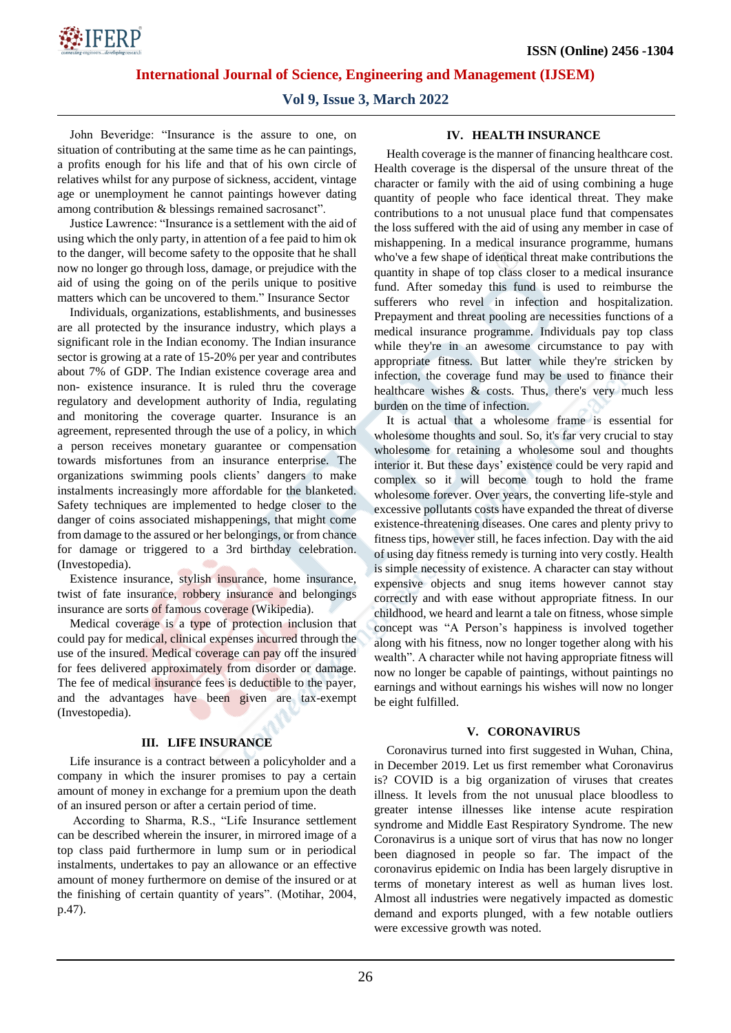John Beveridge: "Insurance is the assure to one, on situation of contributing at the same time as he can paintings, a profits enough for his life and that of his own circle of relatives whilst for any purpose of sickness, accident, vintage age or unemployment he cannot paintings however dating among contribution & blessings remained sacrosanct".

Justice Lawrence: "Insurance is a settlement with the aid of using which the only party, in attention of a fee paid to him ok to the danger, will become safety to the opposite that he shall now no longer go through loss, damage, or prejudice with the aid of using the going on of the perils unique to positive matters which can be uncovered to them." Insurance Sector

Individuals, organizations, establishments, and businesses are all protected by the insurance industry, which plays a significant role in the Indian economy. The Indian insurance sector is growing at a rate of 15-20% per year and contributes about 7% of GDP. The Indian existence coverage area and non- existence insurance. It is ruled thru the coverage regulatory and development authority of India, regulating and monitoring the coverage quarter. Insurance is an agreement, represented through the use of a policy, in which a person receives monetary guarantee or compensation towards misfortunes from an insurance enterprise. The organizations swimming pools clients' dangers to make instalments increasingly more affordable for the blanketed. Safety techniques are implemented to hedge closer to the danger of coins associated mishappenings, that might come from damage to the assured or her belongings, or from chance for damage or triggered to a 3rd birthday celebration. (Investopedia).

Existence insurance, stylish insurance, home insurance, twist of fate insurance, robbery insurance and belongings insurance are sorts of famous coverage (Wikipedia).

Medical coverage is a type of protection inclusion that could pay for medical, clinical expenses incurred through the use of the insured. Medical coverage can pay off the insured for fees delivered approximately from disorder or damage. The fee of medical insurance fees is deductible to the payer, and the advantages have been given are tax-exempt (Investopedia).

## III. LIFE INSURANCE

Life insurance is a contract between a policyholder and a company in which the insurer promises to pay a certain amount of money in exchange for a premium upon the death of an insured person or after a certain period of time.

According to Sharma, R.S., "Life Insurance settlement can be described wherein the insurer, in mirrored image of a top class paid furthermore in lump sum or in periodical instalments, undertakes to pay an allowance or an effective amount of money furthermore on demise of the insured or at the finishing of certain quantity of years". (Motihar, 2004, p.47).

## IV. HEALTH INSURANCE

Health coverage is the manner of financing healthcare cost. Health coverage is the dispersal of the unsure threat of the character or family with the aid of using combining a huge quantity of people who face identical threat. They make contributions to a not unusual place fund that compensates the loss suffered with the aid of using any member in case of mishappening. In a medical insurance programme, humans who've a few shape of identical threat make contributions the quantity in shape of top class closer to a medical insurance fund. After someday this fund is used to reimburse the sufferers who revel in infection and hospitalization. Prepayment and threat pooling are necessities functions of a medical insurance programme. Individuals pay top class while they're in an awesome circumstance to pay with appropriate fitness. But latter while they're stricken by infection, the coverage fund may be used to finance their healthcare wishes & costs. Thus, there's very much less burden on the time of infection.

It is actual that a wholesome frame is essential for wholesome thoughts and soul. So, it's far very crucial to stay wholesome for retaining a wholesome soul and thoughts interior it. But these days' existence could be very rapid and complex so it will become tough to hold the frame wholesome forever. Over years, the converting life-style and excessive pollutants costs have expanded the threat of diverse existence-threatening diseases. One cares and plenty privy to fitness tips, however still, he faces infection. Day with the aid of using day fitness remedy is turning into very costly. Health is simple necessity of existence. A character can stay without expensive objects and snug items however cannot stay correctly and with ease without appropriate fitness. In our childhood, we heard and learnt a tale on fitness, whose simple concept was "A Person's happiness is involved together along with his fitness, now no longer together along with his wealth". A character while not having appropriate fitness will now no longer be capable of paintings, without paintings no earnings and without earnings his wishes will now no longer be eight fulfilled.

## V. CORONAVIRUS

Coronavirus turned into first suggested in Wuhan, China, in December 2019. Let us first remember what Coronavirus is? COVID is a big organization of viruses that creates illness. It levels from the not unusual place bloodless to greater intense illnesses like intense acute respiration syndrome and Middle East Respiratory Syndrome. The new Coronavirus is a unique sort of virus that has now no longer been diagnosed in people so far. The impact of the coronavirus epidemic on India has been largely disruptive in terms of monetary interest as well as human lives lost. Almost all industries were negatively impacted as domestic demand and exports plunged, with a few notable outliers were excessive growth was noted.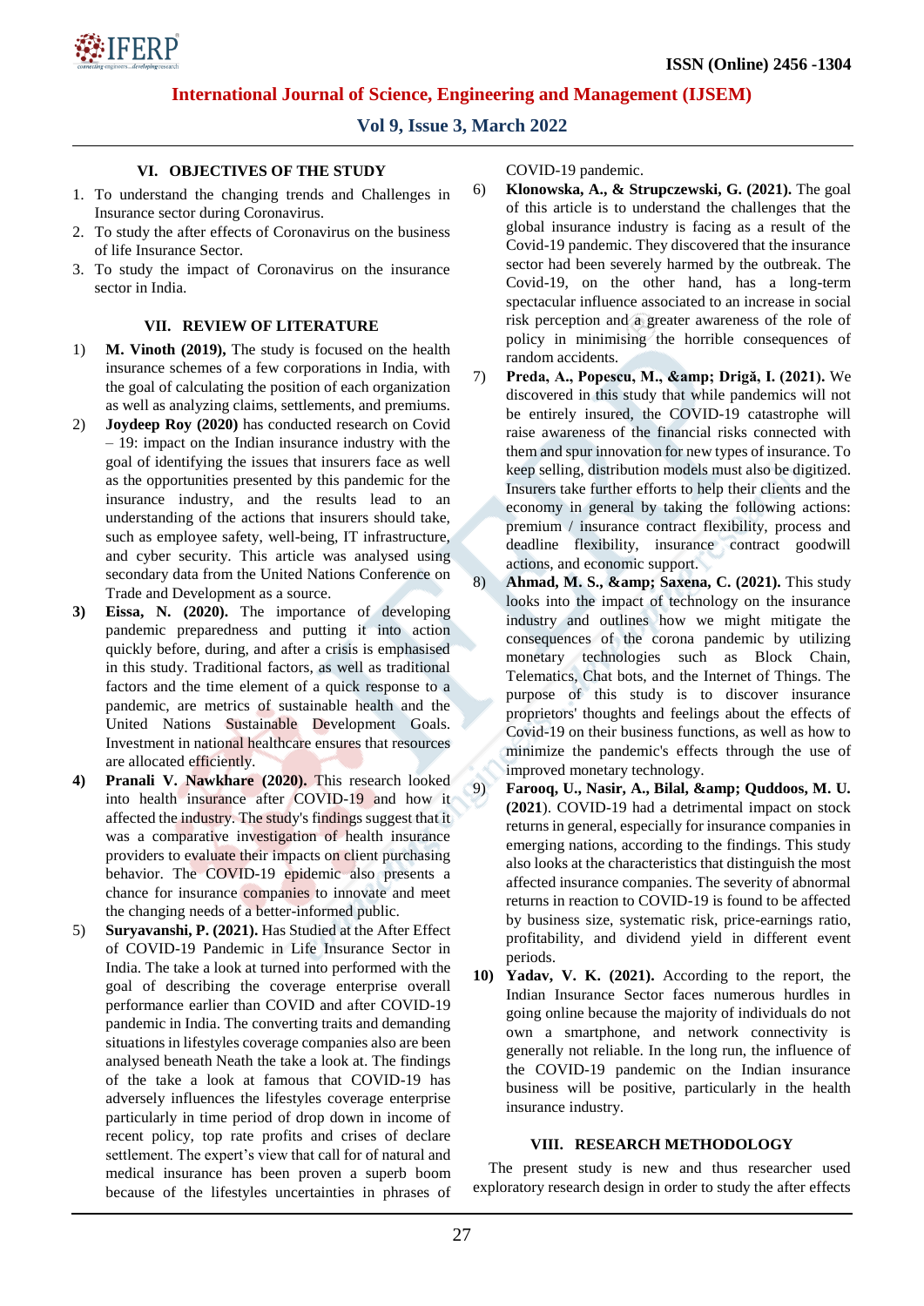## VI. OBJECTIVES OF THE STUDY

1. To understand the changing trends and Challenges in Insurance sector during Coronavirus.
2. To study the after effects of Coronavirus on the business of life Insurance Sector.
3. To study the impact of Coronavirus on the insurance sector in India.

## VII. REVIEW OF LITERATURE

1) **M. Vinoth (2019),** The study is focused on the health insurance schemes of a few corporations in India, with the goal of calculating the position of each organization as well as analyzing claims, settlements, and premiums.
2) **Joydeep Roy (2020)** has conducted research on Covid – 19: impact on the Indian insurance industry with the goal of identifying the issues that insurers face as well as the opportunities presented by this pandemic for the insurance industry, and the results lead to an understanding of the actions that insurers should take, such as employee safety, well-being, IT infrastructure, and cyber security. This article was analysed using secondary data from the United Nations Conference on Trade and Development as a source.
3) **Eissa, N. (2020).** The importance of developing pandemic preparedness and putting it into action quickly before, during, and after a crisis is emphasised in this study. Traditional factors, as well as traditional factors and the time element of a quick response to a pandemic, are metrics of sustainable health and the United Nations Sustainable Development Goals. Investment in national healthcare ensures that resources are allocated efficiently.
4) **Pranali V. Nawkhare (2020).** This research looked into health insurance after COVID-19 and how it affected the industry. The study's findings suggest that it was a comparative investigation of health insurance providers to evaluate their impacts on client purchasing behavior. The COVID-19 epidemic also presents a chance for insurance companies to innovate and meet the changing needs of a better-informed public.
5) **Suryavanshi, P. (2021).** Has Studied at the After Effect of COVID-19 Pandemic in Life Insurance Sector in India. The take a look at turned into performed with the goal of describing the coverage enterprise overall performance earlier than COVID and after COVID-19 pandemic in India. The converting traits and demanding situations in lifestyles coverage companies also are been analysed beneath Neath the take a look at. The findings of the take a look at famous that COVID-19 has adversely influences the lifestyles coverage enterprise particularly in time period of drop down in income of recent policy, top rate profits and crises of declare settlement. The expert's view that call for of natural and medical insurance has been proven a superb boom because of the lifestyles uncertainties in phrases of COVID-19 pandemic.
6) **Klonowska, A., & Strupczewski, G. (2021).** The goal of this article is to understand the challenges that the global insurance industry is facing as a result of the Covid-19 pandemic. They discovered that the insurance sector had been severely harmed by the outbreak. The Covid-19, on the other hand, has a long-term spectacular influence associated to an increase in social risk perception and a greater awareness of the role of policy in minimising the horrible consequences of random accidents.
7) **Preda, A., Popescu, M., &amp; Drigă, I. (2021).** We discovered in this study that while pandemics will not be entirely insured, the COVID-19 catastrophe will raise awareness of the financial risks connected with them and spur innovation for new types of insurance. To keep selling, distribution models must also be digitized. Insurers take further efforts to help their clients and the economy in general by taking the following actions: premium / insurance contract flexibility, process and deadline flexibility, insurance contract goodwill actions, and economic support.
8) **Ahmad, M. S., &amp; Saxena, C. (2021).** This study looks into the impact of technology on the insurance industry and outlines how we might mitigate the consequences of the corona pandemic by utilizing monetary technologies such as Block Chain, Telematics, Chat bots, and the Internet of Things. The purpose of this study is to discover insurance proprietors' thoughts and feelings about the effects of Covid-19 on their business functions, as well as how to minimize the pandemic's effects through the use of improved monetary technology.
9) **Farooq, U., Nasir, A., Bilal, &amp; Quddoos, M. U. (2021**). COVID-19 had a detrimental impact on stock returns in general, especially for insurance companies in emerging nations, according to the findings. This study also looks at the characteristics that distinguish the most affected insurance companies. The severity of abnormal returns in reaction to COVID-19 is found to be affected by business size, systematic risk, price-earnings ratio, profitability, and dividend yield in different event periods.
10) **Yadav, V. K. (2021).** According to the report, the Indian Insurance Sector faces numerous hurdles in going online because the majority of individuals do not own a smartphone, and network connectivity is generally not reliable. In the long run, the influence of the COVID-19 pandemic on the Indian insurance business will be positive, particularly in the health insurance industry.

## VIII. RESEARCH METHODOLOGY

The present study is new and thus researcher used exploratory research design in order to study the after effects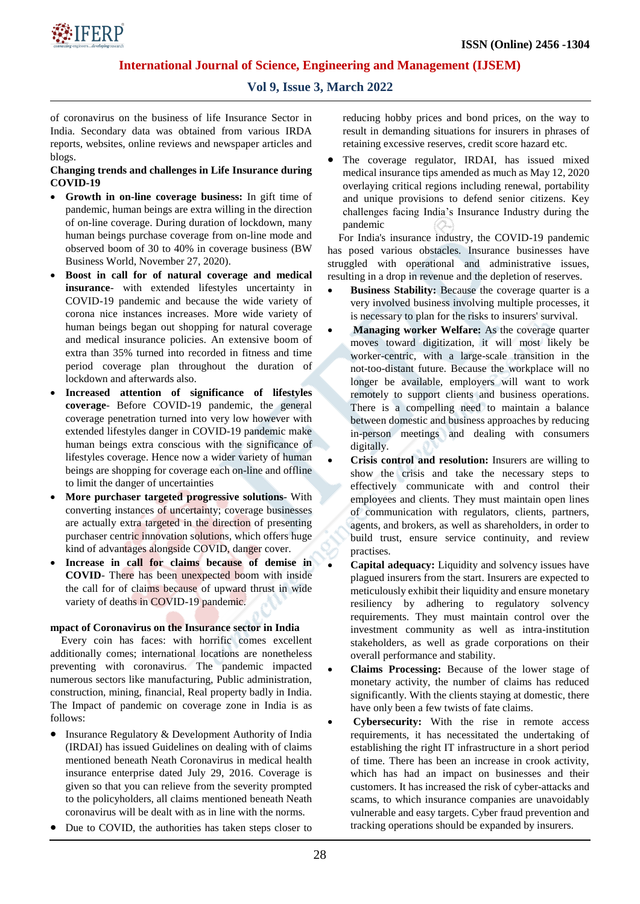of coronavirus on the business of life Insurance Sector in India. Secondary data was obtained from various IRDA reports, websites, online reviews and newspaper articles and blogs.

**Changing trends and challenges in Life Insurance during COVID-19**

- **Growth in on-line coverage business:** In gift time of pandemic, human beings are extra willing in the direction of on-line coverage. During duration of lockdown, many human beings purchase coverage from on-line mode and observed boom of 30 to 40% in coverage business (BW Business World, November 27, 2020).
- **Boost in call for of natural coverage and medical insurance**- with extended lifestyles uncertainty in COVID-19 pandemic and because the wide variety of corona nice instances increases. More wide variety of human beings began out shopping for natural coverage and medical insurance policies. An extensive boom of extra than 35% turned into recorded in fitness and time period coverage plan throughout the duration of lockdown and afterwards also.
- **Increased attention of significance of lifestyles coverage**- Before COVID-19 pandemic, the general coverage penetration turned into very low however with extended lifestyles danger in COVID-19 pandemic make human beings extra conscious with the significance of lifestyles coverage. Hence now a wider variety of human beings are shopping for coverage each on-line and offline to limit the danger of uncertainties
- **More purchaser targeted progressive solutions**- With converting instances of uncertainty; coverage businesses are actually extra targeted in the direction of presenting purchaser centric innovation solutions, which offers huge kind of advantages alongside COVID, danger cover.
- **Increase in call for claims because of demise in COVID**- There has been unexpected boom with inside the call for of claims because of upward thrust in wide variety of deaths in COVID-19 pandemic.

**mpact of Coronavirus on the Insurance sector in India**

Every coin has faces: with horrific comes excellent additionally comes; international locations are nonetheless preventing with coronavirus. The pandemic impacted numerous sectors like manufacturing, Public administration, construction, mining, financial, Real property badly in India. The Impact of pandemic on coverage zone in India is as follows:

- Insurance Regulatory & Development Authority of India (IRDAI) has issued Guidelines on dealing with of claims mentioned beneath Neath Coronavirus in medical health insurance enterprise dated July 29, 2016. Coverage is given so that you can relieve from the severity prompted to the policyholders, all claims mentioned beneath Neath coronavirus will be dealt with as in line with the norms.
- Due to COVID, the authorities has taken steps closer to reducing hobby prices and bond prices, on the way to result in demanding situations for insurers in phrases of retaining excessive reserves, credit score hazard etc.
- The coverage regulator, IRDAI, has issued mixed medical insurance tips amended as much as May 12, 2020 overlaying critical regions including renewal, portability and unique provisions to defend senior citizens. Key challenges facing India's Insurance Industry during the pandemic

For India's insurance industry, the COVID-19 pandemic has posed various obstacles. Insurance businesses have struggled with operational and administrative issues, resulting in a drop in revenue and the depletion of reserves.

- **Business Stability:** Because the coverage quarter is a very involved business involving multiple processes, it is necessary to plan for the risks to insurers' survival.
- **Managing worker Welfare:** As the coverage quarter moves toward digitization, it will most likely be worker-centric, with a large-scale transition in the not-too-distant future. Because the workplace will no longer be available, employers will want to work remotely to support clients and business operations. There is a compelling need to maintain a balance between domestic and business approaches by reducing in-person meetings and dealing with consumers digitally.
- **Crisis control and resolution:** Insurers are willing to show the crisis and take the necessary steps to effectively communicate with and control their employees and clients. They must maintain open lines of communication with regulators, clients, partners, agents, and brokers, as well as shareholders, in order to build trust, ensure service continuity, and review practises.
- **Capital adequacy:** Liquidity and solvency issues have plagued insurers from the start. Insurers are expected to meticulously exhibit their liquidity and ensure monetary resiliency by adhering to regulatory solvency requirements. They must maintain control over the investment community as well as intra-institution stakeholders, as well as grade corporations on their overall performance and stability.
- **Claims Processing:** Because of the lower stage of monetary activity, the number of claims has reduced significantly. With the clients staying at domestic, there have only been a few twists of fate claims.
- **Cybersecurity:** With the rise in remote access requirements, it has necessitated the undertaking of establishing the right IT infrastructure in a short period of time. There has been an increase in crook activity, which has had an impact on businesses and their customers. It has increased the risk of cyber-attacks and scams, to which insurance companies are unavoidably vulnerable and easy targets. Cyber fraud prevention and tracking operations should be expanded by insurers.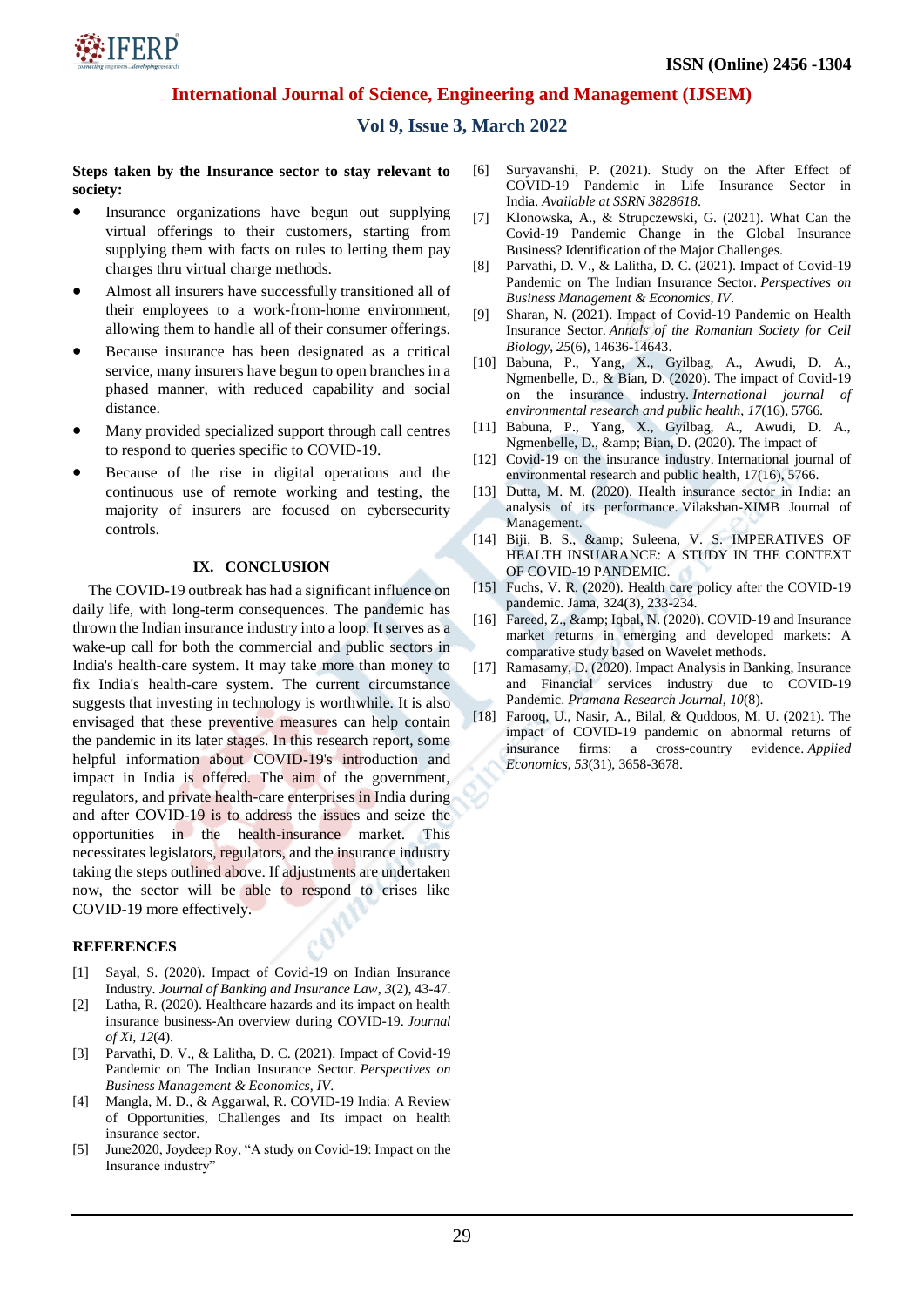**Steps taken by the Insurance sector to stay relevant to society:**

- Insurance organizations have begun out supplying virtual offerings to their customers, starting from supplying them with facts on rules to letting them pay charges thru virtual charge methods.
- Almost all insurers have successfully transitioned all of their employees to a work-from-home environment, allowing them to handle all of their consumer offerings.
- Because insurance has been designated as a critical service, many insurers have begun to open branches in a phased manner, with reduced capability and social distance.
- Many provided specialized support through call centres to respond to queries specific to COVID-19.
- Because of the rise in digital operations and the continuous use of remote working and testing, the majority of insurers are focused on cybersecurity controls.

## IX. CONCLUSION

The COVID-19 outbreak has had a significant influence on daily life, with long-term consequences. The pandemic has thrown the Indian insurance industry into a loop. It serves as a wake-up call for both the commercial and public sectors in India's health-care system. It may take more than money to fix India's health-care system. The current circumstance suggests that investing in technology is worthwhile. It is also envisaged that these preventive measures can help contain the pandemic in its later stages. In this research report, some helpful information about COVID-19's introduction and impact in India is offered. The aim of the government, regulators, and private health-care enterprises in India during and after COVID-19 is to address the issues and seize the opportunities in the health-insurance market. This necessitates legislators, regulators, and the insurance industry taking the steps outlined above. If adjustments are undertaken now, the sector will be able to respond to crises like COVID-19 more effectively.

## REFERENCES

[1] Sayal, S. (2020). Impact of Covid-19 on Indian Insurance Industry. *Journal of Banking and Insurance Law*, *3*(2), 43-47.

[2] Latha, R. (2020). Healthcare hazards and its impact on health insurance business-An overview during COVID-19. *Journal of Xi*, *12*(4).

[3] Parvathi, D. V., & Lalitha, D. C. (2021). Impact of Covid-19 Pandemic on The Indian Insurance Sector. *Perspectives on Business Management & Economics, IV*.

[4] Mangla, M. D., & Aggarwal, R. COVID-19 India: A Review of Opportunities, Challenges and Its impact on health insurance sector.

[5] June2020, Joydeep Roy, "A study on Covid-19: Impact on the Insurance industry"

[6] Suryavanshi, P. (2021). Study on the After Effect of COVID-19 Pandemic in Life Insurance Sector in India. *Available at SSRN 3828618*.

[7] Klonowska, A., & Strupczewski, G. (2021). What Can the Covid-19 Pandemic Change in the Global Insurance Business? Identification of the Major Challenges.

[8] Parvathi, D. V., & Lalitha, D. C. (2021). Impact of Covid-19 Pandemic on The Indian Insurance Sector. *Perspectives on Business Management & Economics, IV*.

[9] Sharan, N. (2021). Impact of Covid-19 Pandemic on Health Insurance Sector. *Annals of the Romanian Society for Cell Biology*, *25*(6), 14636-14643.

[10] Babuna, P., Yang, X., Gyilbag, A., Awudi, D. A., Ngmenbelle, D., & Bian, D. (2020). The impact of Covid-19 on the insurance industry. *International journal of environmental research and public health*, *17*(16), 5766.

[11] Babuna, P., Yang, X., Gyilbag, A., Awudi, D. A., Ngmenbelle, D., &amp; Bian, D. (2020). The impact of

[12] Covid-19 on the insurance industry. International journal of environmental research and public health, 17(16), 5766.

[13] Dutta, M. M. (2020). Health insurance sector in India: an analysis of its performance. Vilakshan-XIMB Journal of Management.

[14] Biji, B. S., &amp; Suleena, V. S. IMPERATIVES OF HEALTH INSAURANCE: A STUDY IN THE CONTEXT OF COVID-19 PANDEMIC.

[15] Fuchs, V. R. (2020). Health care policy after the COVID-19 pandemic. Jama, 324(3), 233-234.

[16] Fareed, Z., &amp; Iqbal, N. (2020). COVID-19 and Insurance market returns in emerging and developed markets: A comparative study based on Wavelet methods.

[17] Ramasamy, D. (2020). Impact Analysis in Banking, Insurance and Financial services industry due to COVID-19 Pandemic. *Pramana Research Journal*, *10*(8).

[18] Farooq, U., Nasir, A., Bilal, & Quddoos, M. U. (2021). The impact of COVID-19 pandemic on abnormal returns of insurance firms: a cross-country evidence. *Applied Economics*, *53*(31), 3658-3678.